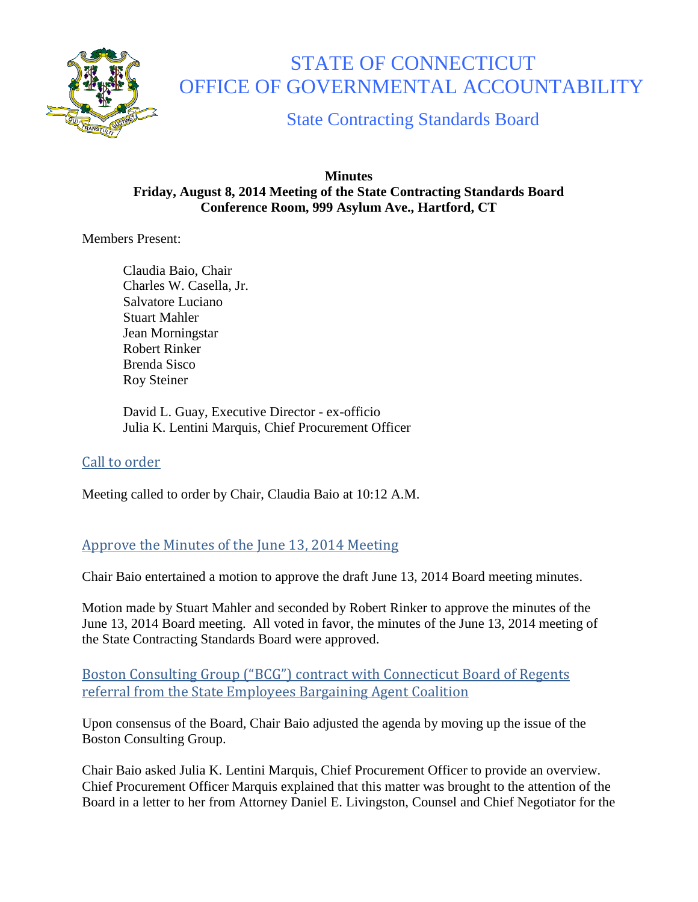# STATE OF CONNECTICUT
# OFFICE OF GOVERNMENTAL ACCOUNTABILITY

## State Contracting Standards Board

**Minutes**
**Friday, August 8, 2014 Meeting of the State Contracting Standards Board**
**Conference Room, 999 Asylum Ave., Hartford, CT**

Members Present:

Claudia Baio, Chair
Charles W. Casella, Jr.
Salvatore Luciano
Stuart Mahler
Jean Morningstar
Robert Rinker
Brenda Sisco
Roy Steiner

David L. Guay, Executive Director - ex-officio
Julia K. Lentini Marquis, Chief Procurement Officer

### Call to order

Meeting called to order by Chair, Claudia Baio at 10:12 A.M.

### Approve the Minutes of the June 13, 2014 Meeting

Chair Baio entertained a motion to approve the draft June 13, 2014 Board meeting minutes.

Motion made by Stuart Mahler and seconded by Robert Rinker to approve the minutes of the June 13, 2014 Board meeting. All voted in favor, the minutes of the June 13, 2014 meeting of the State Contracting Standards Board were approved.

### Boston Consulting Group ("BCG") contract with Connecticut Board of Regents referral from the State Employees Bargaining Agent Coalition

Upon consensus of the Board, Chair Baio adjusted the agenda by moving up the issue of the Boston Consulting Group.

Chair Baio asked Julia K. Lentini Marquis, Chief Procurement Officer to provide an overview. Chief Procurement Officer Marquis explained that this matter was brought to the attention of the Board in a letter to her from Attorney Daniel E. Livingston, Counsel and Chief Negotiator for the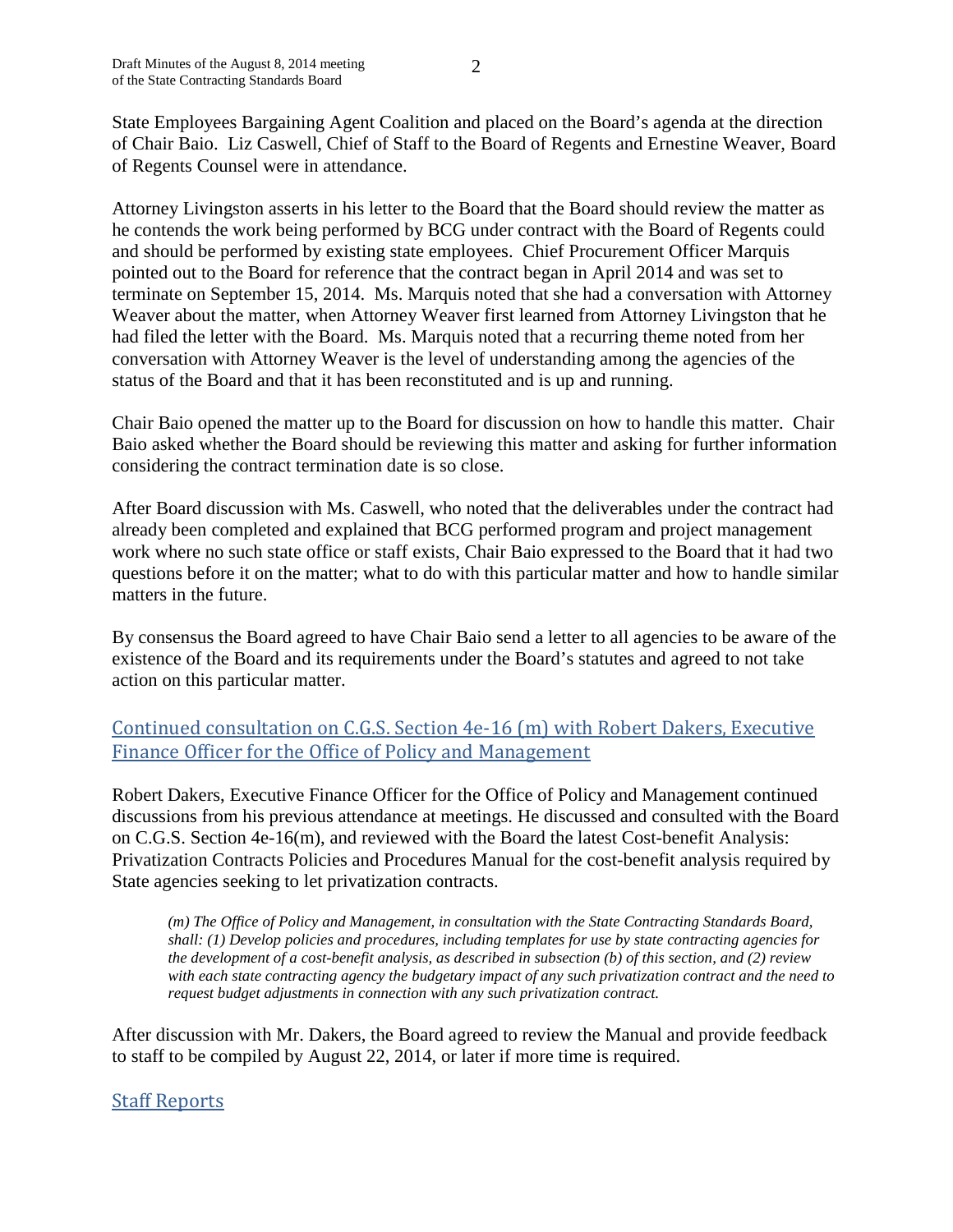State Employees Bargaining Agent Coalition and placed on the Board's agenda at the direction of Chair Baio. Liz Caswell, Chief of Staff to the Board of Regents and Ernestine Weaver, Board of Regents Counsel were in attendance.

Attorney Livingston asserts in his letter to the Board that the Board should review the matter as he contends the work being performed by BCG under contract with the Board of Regents could and should be performed by existing state employees. Chief Procurement Officer Marquis pointed out to the Board for reference that the contract began in April 2014 and was set to terminate on September 15, 2014. Ms. Marquis noted that she had a conversation with Attorney Weaver about the matter, when Attorney Weaver first learned from Attorney Livingston that he had filed the letter with the Board. Ms. Marquis noted that a recurring theme noted from her conversation with Attorney Weaver is the level of understanding among the agencies of the status of the Board and that it has been reconstituted and is up and running.

Chair Baio opened the matter up to the Board for discussion on how to handle this matter. Chair Baio asked whether the Board should be reviewing this matter and asking for further information considering the contract termination date is so close.

After Board discussion with Ms. Caswell, who noted that the deliverables under the contract had already been completed and explained that BCG performed program and project management work where no such state office or staff exists, Chair Baio expressed to the Board that it had two questions before it on the matter; what to do with this particular matter and how to handle similar matters in the future.

By consensus the Board agreed to have Chair Baio send a letter to all agencies to be aware of the existence of the Board and its requirements under the Board's statutes and agreed to not take action on this particular matter.

## Continued consultation on C.G.S. Section 4e-16 (m) with Robert Dakers, Executive Finance Officer for the Office of Policy and Management

Robert Dakers, Executive Finance Officer for the Office of Policy and Management continued discussions from his previous attendance at meetings. He discussed and consulted with the Board on C.G.S. Section 4e-16(m), and reviewed with the Board the latest Cost-benefit Analysis: Privatization Contracts Policies and Procedures Manual for the cost-benefit analysis required by State agencies seeking to let privatization contracts.

> *(m) The Office of Policy and Management, in consultation with the State Contracting Standards Board, shall: (1) Develop policies and procedures, including templates for use by state contracting agencies for the development of a cost-benefit analysis, as described in subsection (b) of this section, and (2) review with each state contracting agency the budgetary impact of any such privatization contract and the need to request budget adjustments in connection with any such privatization contract.*

After discussion with Mr. Dakers, the Board agreed to review the Manual and provide feedback to staff to be compiled by August 22, 2014, or later if more time is required.

## Staff Reports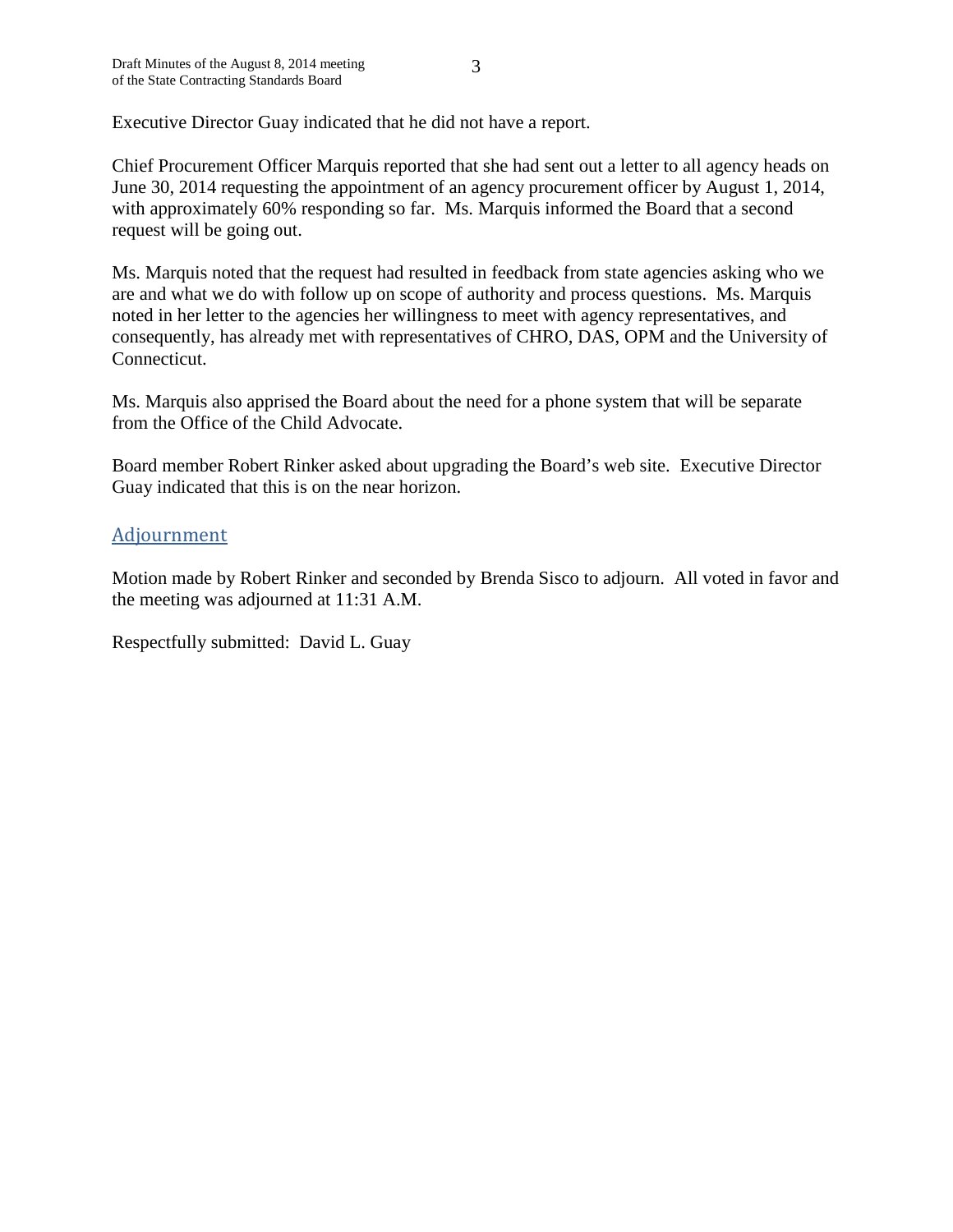Executive Director Guay indicated that he did not have a report.

Chief Procurement Officer Marquis reported that she had sent out a letter to all agency heads on June 30, 2014 requesting the appointment of an agency procurement officer by August 1, 2014, with approximately 60% responding so far. Ms. Marquis informed the Board that a second request will be going out.

Ms. Marquis noted that the request had resulted in feedback from state agencies asking who we are and what we do with follow up on scope of authority and process questions. Ms. Marquis noted in her letter to the agencies her willingness to meet with agency representatives, and consequently, has already met with representatives of CHRO, DAS, OPM and the University of Connecticut.

Ms. Marquis also apprised the Board about the need for a phone system that will be separate from the Office of the Child Advocate.

Board member Robert Rinker asked about upgrading the Board's web site. Executive Director Guay indicated that this is on the near horizon.

## Adjournment

Motion made by Robert Rinker and seconded by Brenda Sisco to adjourn. All voted in favor and the meeting was adjourned at 11:31 A.M.

Respectfully submitted: David L. Guay